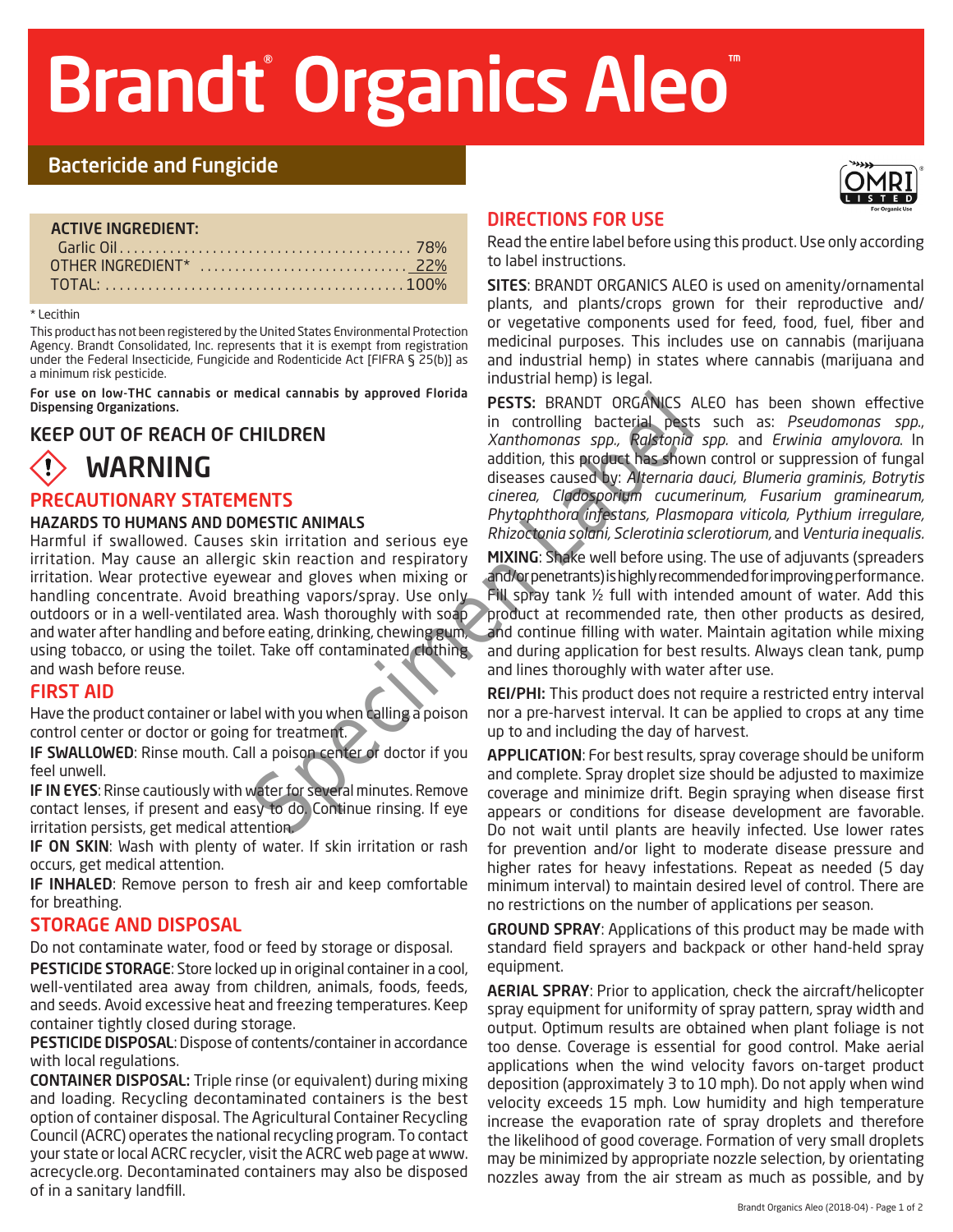# Brandt® Organics Aleo™

## Bactericide and Fungicide

**ACTIVE INGREDIENT:**

| | |
|---|---|
| Garlic Oil | 78% |
| OTHER INGREDIENT* | 22% |
| TOTAL: | 100% |

* Lecithin

This product has not been registered by the United States Environmental Protection Agency. Brandt Consolidated, Inc. represents that it is exempt from registration under the Federal Insecticide, Fungicide and Rodenticide Act [FIFRA § 25(b)] as a minimum risk pesticide.

**For use on low-THC cannabis or medical cannabis by approved Florida Dispensing Organizations.**

## KEEP OUT OF REACH OF CHILDREN

## WARNING

## PRECAUTIONARY STATEMENTS

### HAZARDS TO HUMANS AND DOMESTIC ANIMALS

Harmful if swallowed. Causes skin irritation and serious eye irritation. May cause an allergic skin reaction and respiratory irritation. Wear protective eyewear and gloves when mixing or handling concentrate. Avoid breathing vapors/spray. Use only outdoors or in a well-ventilated area. Wash thoroughly with soap and water after handling and before eating, drinking, chewing gum, using tobacco, or using the toilet. Take off contaminated clothing and wash before reuse.

## FIRST AID

Have the product container or label with you when calling a poison control center or doctor or going for treatment.

**IF SWALLOWED**: Rinse mouth. Call a poison center or doctor if you feel unwell.

**IF IN EYES**: Rinse cautiously with water for several minutes. Remove contact lenses, if present and easy to do. Continue rinsing. If eye irritation persists, get medical attention.

**IF ON SKIN**: Wash with plenty of water. If skin irritation or rash occurs, get medical attention.

**IF INHALED**: Remove person to fresh air and keep comfortable for breathing.

## STORAGE AND DISPOSAL

Do not contaminate water, food or feed by storage or disposal.

**PESTICIDE STORAGE**: Store locked up in original container in a cool, well-ventilated area away from children, animals, foods, feeds, and seeds. Avoid excessive heat and freezing temperatures. Keep container tightly closed during storage.

**PESTICIDE DISPOSAL**: Dispose of contents/container in accordance with local regulations.

**CONTAINER DISPOSAL:** Triple rinse (or equivalent) during mixing and loading. Recycling decontaminated containers is the best option of container disposal. The Agricultural Container Recycling Council (ACRC) operates the national recycling program. To contact your state or local ACRC recycler, visit the ACRC web page at www.acrecycle.org. Decontaminated containers may also be disposed of in a sanitary landfill.

OMRI LISTED For Organic Use

## DIRECTIONS FOR USE

Read the entire label before using this product. Use only according to label instructions.

**SITES**: BRANDT ORGANICS ALEO is used on amenity/ornamental plants, and plants/crops grown for their reproductive and/or vegetative components used for feed, food, fuel, fiber and medicinal purposes. This includes use on cannabis (marijuana and industrial hemp) in states where cannabis (marijuana and industrial hemp) is legal.

**PESTS:** BRANDT ORGANICS ALEO has been shown effective in controlling bacterial pests such as: *Pseudomonas spp.*, *Xanthomonas spp.*, *Ralstonia spp.* and *Erwinia amylovora*. In addition, this product has shown control or suppression of fungal diseases caused by: *Alternaria dauci, Blumeria graminis, Botrytis cinerea, Cladosporium cucumerinum, Fusarium graminearum, Phytophthora infestans, Plasmopara viticola, Pythium irregulare, Rhizoctonia solani, Sclerotinia sclerotiorum,* and *Venturia inequalis.*

**MIXING**: Shake well before using. The use of adjuvants (spreaders and/or penetrants) is highly recommended for improving performance. Fill spray tank ½ full with intended amount of water. Add this product at recommended rate, then other products as desired, and continue filling with water. Maintain agitation while mixing and during application for best results. Always clean tank, pump and lines thoroughly with water after use.

**REI/PHI:** This product does not require a restricted entry interval nor a pre-harvest interval. It can be applied to crops at any time up to and including the day of harvest.

**APPLICATION**: For best results, spray coverage should be uniform and complete. Spray droplet size should be adjusted to maximize coverage and minimize drift. Begin spraying when disease first appears or conditions for disease development are favorable. Do not wait until plants are heavily infected. Use lower rates for prevention and/or light to moderate disease pressure and higher rates for heavy infestations. Repeat as needed (5 day minimum interval) to maintain desired level of control. There are no restrictions on the number of applications per season.

**GROUND SPRAY**: Applications of this product may be made with standard field sprayers and backpack or other hand-held spray equipment.

**AERIAL SPRAY**: Prior to application, check the aircraft/helicopter spray equipment for uniformity of spray pattern, spray width and output. Optimum results are obtained when plant foliage is not too dense. Coverage is essential for good control. Make aerial applications when the wind velocity favors on-target product deposition (approximately 3 to 10 mph). Do not apply when wind velocity exceeds 15 mph. Low humidity and high temperature increase the evaporation rate of spray droplets and therefore the likelihood of good coverage. Formation of very small droplets may be minimized by appropriate nozzle selection, by orientating nozzles away from the air stream as much as possible, and by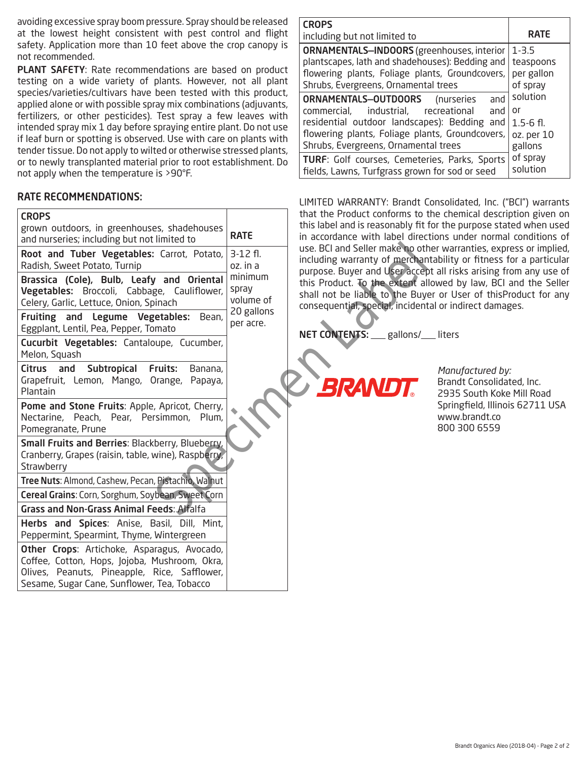avoiding excessive spray boom pressure. Spray should be released at the lowest height consistent with pest control and flight safety. Application more than 10 feet above the crop canopy is not recommended.

**PLANT SAFETY**: Rate recommendations are based on product testing on a wide variety of plants. However, not all plant species/varieties/cultivars have been tested with this product, applied alone or with possible spray mix combinations (adjuvants, fertilizers, or other pesticides). Test spray a few leaves with intended spray mix 1 day before spraying entire plant. Do not use if leaf burn or spotting is observed. Use with care on plants with tender tissue. Do not apply to wilted or otherwise stressed plants, or to newly transplanted material prior to root establishment. Do not apply when the temperature is >90°F.

## RATE RECOMMENDATIONS:

| **CROPS** grown outdoors, in greenhouses, shadehouses and nurseries; including but not limited to | **RATE** |
|---|---|
| **Root and Tuber Vegetables:** Carrot, Potato, Radish, Sweet Potato, Turnip | 3-12 fl. oz. in a minimum spray volume of 20 gallons per acre. |
| **Brassica (Cole), Bulb, Leafy and Oriental Vegetables:** Broccoli, Cabbage, Cauliflower, Celery, Garlic, Lettuce, Onion, Spinach | |
| **Fruiting and Legume Vegetables:** Bean, Eggplant, Lentil, Pea, Pepper, Tomato | |
| **Cucurbit Vegetables:** Cantaloupe, Cucumber, Melon, Squash | |
| **Citrus and Subtropical Fruits:** Banana, Grapefruit, Lemon, Mango, Orange, Papaya, Plantain | |
| **Pome and Stone Fruits**: Apple, Apricot, Cherry, Nectarine, Peach, Pear, Persimmon, Plum, Pomegranate, Prune | |
| **Small Fruits and Berries**: Blackberry, Blueberry, Cranberry, Grapes (raisin, table, wine), Raspberry, Strawberry | |
| **Tree Nuts**: Almond, Cashew, Pecan, Pistachio, Walnut | |
| **Cereal Grains**: Corn, Sorghum, Soybean, Sweet Corn | |
| **Grass and Non-Grass Animal Feeds**: Alfalfa | |
| **Herbs and Spices**: Anise, Basil, Dill, Mint, Peppermint, Spearmint, Thyme, Wintergreen | |
| **Other Crops**: Artichoke, Asparagus, Avocado, Coffee, Cotton, Hops, Jojoba, Mushroom, Okra, Olives, Peanuts, Pineapple, Rice, Safflower, Sesame, Sugar Cane, Sunflower, Tea, Tobacco | |

| **CROPS** including but not limited to | **RATE** |
|---|---|
| **ORNAMENTALS–INDOORS** (greenhouses, interior plantscapes, lath and shadehouses): Bedding and flowering plants, Foliage plants, Groundcovers, Shrubs, Evergreens, Ornamental trees | 1-3.5 teaspoons per gallon of spray solution or 1.5-6 fl. oz. per 10 gallons of spray solution |
| **ORNAMENTALS–OUTDOORS** (nurseries and commercial, industrial, recreational and residential outdoor landscapes): Bedding and flowering plants, Foliage plants, Groundcovers, Shrubs, Evergreens, Ornamental trees | |
| **TURF**: Golf courses, Cemeteries, Parks, Sports fields, Lawns, Turfgrass grown for sod or seed | |

LIMITED WARRANTY: Brandt Consolidated, Inc. ("BCI") warrants that the Product conforms to the chemical description given on this label and is reasonably fit for the purpose stated when used in accordance with label directions under normal conditions of use. BCI and Seller make no other warranties, express or implied, including warranty of merchantability or fitness for a particular purpose. Buyer and User accept all risks arising from any use of this Product. To the extent allowed by law, BCI and the Seller shall not be liable to the Buyer or User of thisProduct for any consequential, special, incidental or indirect damages.

**NET CONTENTS:** ___ gallons/___ liters

BRANDT®

*Manufactured by:*
Brandt Consolidated, Inc.
2935 South Koke Mill Road
Springfield, Illinois 62711 USA
www.brandt.co
800 300 6559

Specimen Label

Brandt Organics Aleo (2018-04)